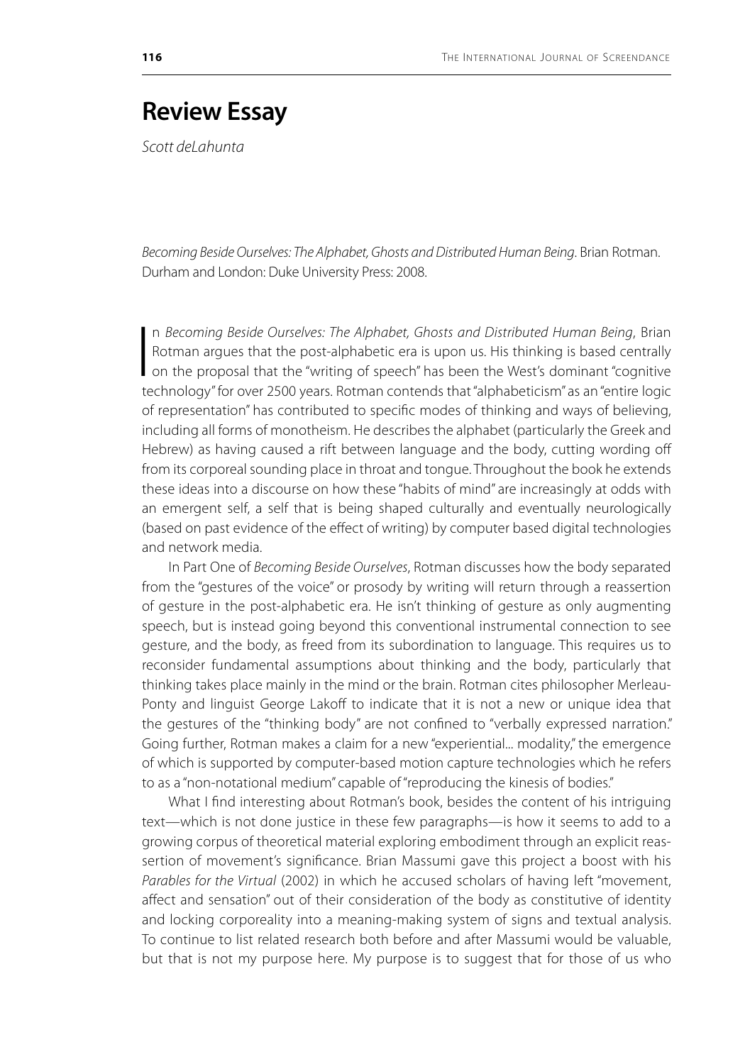# Review Essay

*Scott deLahunta*

*Becoming Beside Ourselves: The Alphabet, Ghosts and Distributed Human Being*. Brian Rotman. Durham and London: Duke University Press: 2008.

In *Becoming Beside Ourselves: The Alphabet, Ghosts and Distributed Human Being*, Brian Rotman argues that the post-alphabetic era is upon us. His thinking is based centrally on the proposal that the "writing of speech" has been the West's dominant "cognitive technology" for over 2500 years. Rotman contends that "alphabeticism" as an "entire logic of representation" has contributed to specific modes of thinking and ways of believing, including all forms of monotheism. He describes the alphabet (particularly the Greek and Hebrew) as having caused a rift between language and the body, cutting wording off from its corporeal sounding place in throat and tongue. Throughout the book he extends these ideas into a discourse on how these "habits of mind" are increasingly at odds with an emergent self, a self that is being shaped culturally and eventually neurologically (based on past evidence of the effect of writing) by computer based digital technologies and network media.

In Part One of *Becoming Beside Ourselves*, Rotman discusses how the body separated from the "gestures of the voice" or prosody by writing will return through a reassertion of gesture in the post-alphabetic era. He isn't thinking of gesture as only augmenting speech, but is instead going beyond this conventional instrumental connection to see gesture, and the body, as freed from its subordination to language. This requires us to reconsider fundamental assumptions about thinking and the body, particularly that thinking takes place mainly in the mind or the brain. Rotman cites philosopher Merleau-Ponty and linguist George Lakoff to indicate that it is not a new or unique idea that the gestures of the "thinking body" are not confined to "verbally expressed narration." Going further, Rotman makes a claim for a new "experiential... modality," the emergence of which is supported by computer-based motion capture technologies which he refers to as a "non-notational medium" capable of "reproducing the kinesis of bodies."

What I find interesting about Rotman's book, besides the content of his intriguing text—which is not done justice in these few paragraphs—is how it seems to add to a growing corpus of theoretical material exploring embodiment through an explicit reassertion of movement's significance. Brian Massumi gave this project a boost with his *Parables for the Virtual* (2002) in which he accused scholars of having left "movement, affect and sensation" out of their consideration of the body as constitutive of identity and locking corporeality into a meaning-making system of signs and textual analysis. To continue to list related research both before and after Massumi would be valuable, but that is not my purpose here. My purpose is to suggest that for those of us who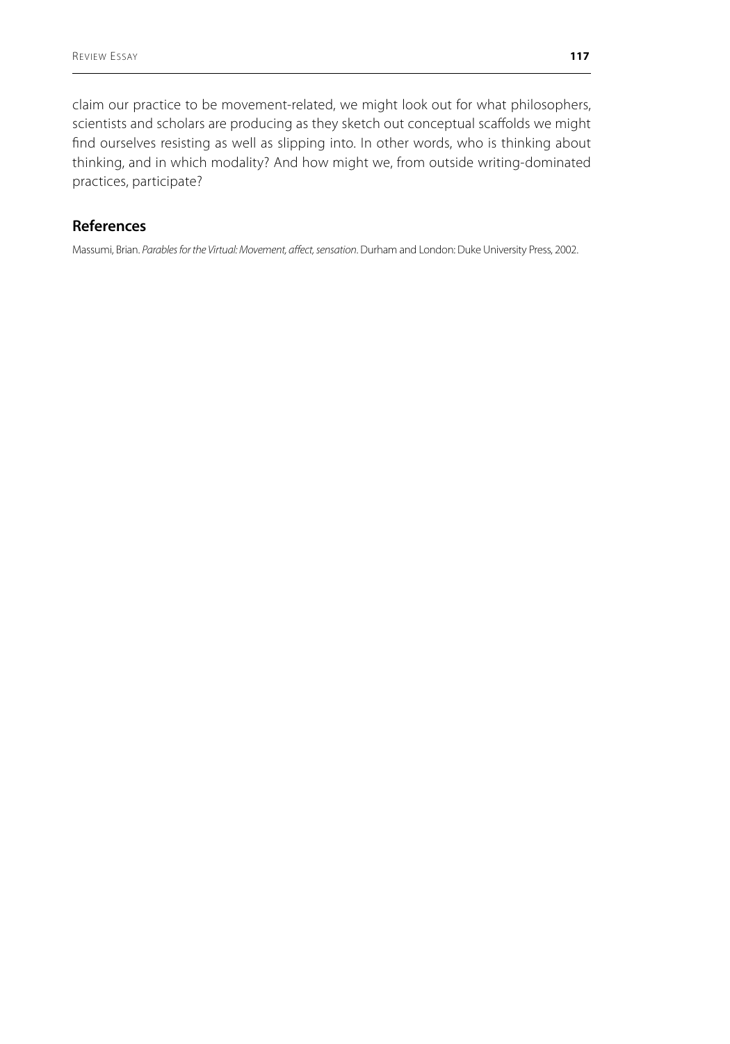claim our practice to be movement-related, we might look out for what philosophers, scientists and scholars are producing as they sketch out conceptual scaffolds we might find ourselves resisting as well as slipping into. In other words, who is thinking about thinking, and in which modality? And how might we, from outside writing-dominated practices, participate?

## References

Massumi, Brian. *Parables for the Virtual: Movement, affect, sensation*. Durham and London: Duke University Press, 2002.